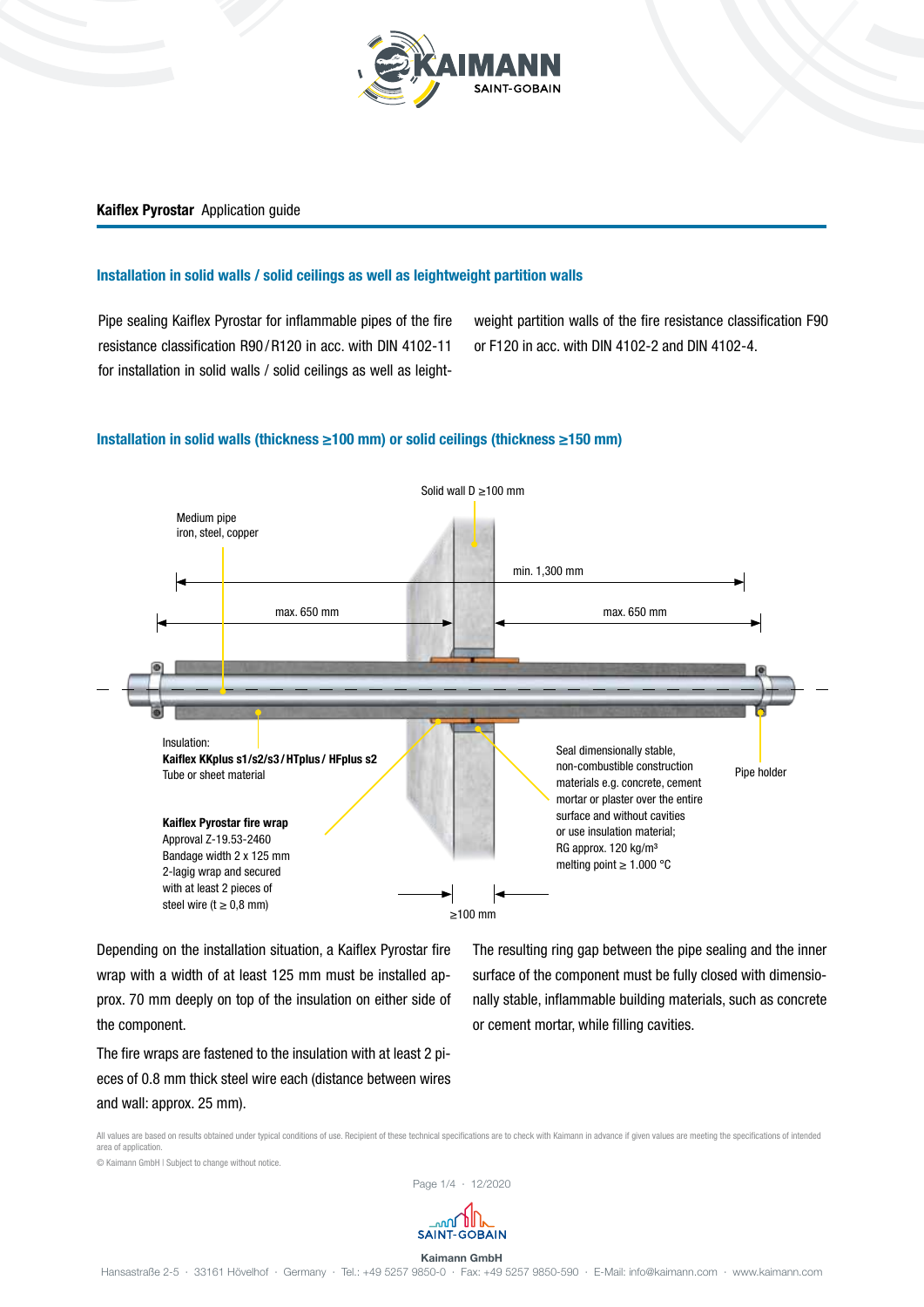**Kaiflex Pyrostar** Application guide

## Installation in solid walls / solid ceilings as well as leightweight partition walls

Pipe sealing Kaiflex Pyrostar for inflammable pipes of the fire resistance classification R90/R120 in acc. with DIN 4102-11 for installation in solid walls / solid ceilings as well as leightweight partition walls of the fire resistance classification F90 or F120 in acc. with DIN 4102-2 and DIN 4102-4.

## Installation in solid walls (thickness ≥100 mm) or solid ceilings (thickness ≥150 mm)

Solid wall D ≥100 mm

Medium pipe
iron, steel, copper

min. 1,300 mm

max. 650 mm

max. 650 mm

Insulation:
**Kaiflex KKplus s1/s2/s3/HTplus/HFplus s2**
Tube or sheet material

**Kaiflex Pyrostar fire wrap**
Approval Z-19.53-2460
Bandage width 2 x 125 mm
2-lagig wrap and secured with at least 2 pieces of steel wire (t ≥ 0,8 mm)

Seal dimensionally stable, non-combustible construction materials e.g. concrete, cement mortar or plaster over the entire surface and without cavities or use insulation material; RG approx. 120 kg/m³ melting point ≥ 1.000 °C

Pipe holder

≥100 mm

Depending on the installation situation, a Kaiflex Pyrostar fire wrap with a width of at least 125 mm must be installed approx. 70 mm deeply on top of the insulation on either side of the component.

The fire wraps are fastened to the insulation with at least 2 pieces of 0.8 mm thick steel wire each (distance between wires and wall: approx. 25 mm).

The resulting ring gap between the pipe sealing and the inner surface of the component must be fully closed with dimensionally stable, inflammable building materials, such as concrete or cement mortar, while filling cavities.

All values are based on results obtained under typical conditions of use. Recipient of these technical specifications are to check with Kaimann in advance if given values are meeting the specifications of intended area of application.

© Kaimann GmbH | Subject to change without notice.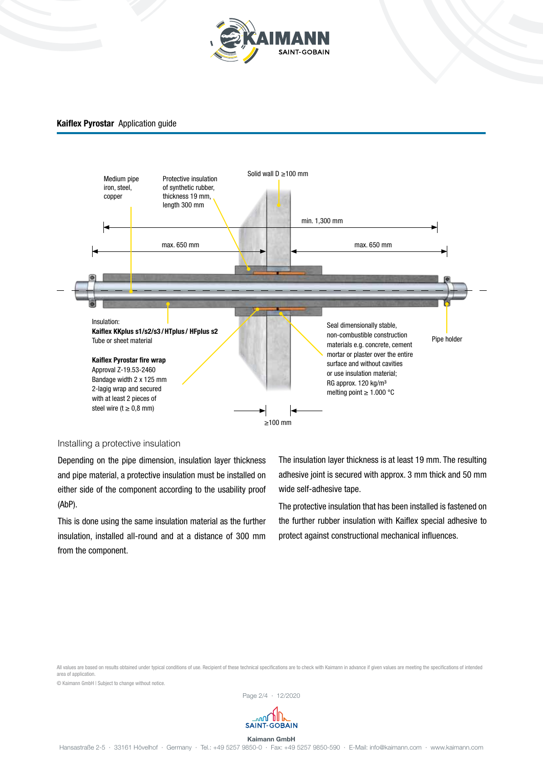**Kaiflex Pyrostar** Application guide

Medium pipe iron, steel, copper

Protective insulation of synthetic rubber, thickness 19 mm, length 300 mm

Solid wall D ≥100 mm

min. 1,300 mm

max. 650 mm

max. 650 mm

Insulation:
**Kaiflex KKplus s1/s2/s3 / HTplus / HFplus s2**
Tube or sheet material

**Kaiflex Pyrostar fire wrap**
Approval Z-19.53-2460
Bandage width 2 x 125 mm
2-lagig wrap and secured with at least 2 pieces of steel wire (t ≥ 0,8 mm)

Seal dimensionally stable, non-combustible construction materials e.g. concrete, cement mortar or plaster over the entire surface and without cavities or use insulation material; RG approx. 120 kg/m³ melting point ≥ 1.000 °C

Pipe holder

≥100 mm

## Installing a protective insulation

Depending on the pipe dimension, insulation layer thickness and pipe material, a protective insulation must be installed on either side of the component according to the usability proof (AbP).

This is done using the same insulation material as the further insulation, installed all-round and at a distance of 300 mm from the component.

The insulation layer thickness is at least 19 mm. The resulting adhesive joint is secured with approx. 3 mm thick and 50 mm wide self-adhesive tape.

The protective insulation that has been installed is fastened on the further rubber insulation with Kaiflex special adhesive to protect against constructional mechanical influences.

All values are based on results obtained under typical conditions of use. Recipient of these technical specifications are to check with Kaimann in advance if given values are meeting the specifications of intended area of application.

© Kaimann GmbH | Subject to change without notice.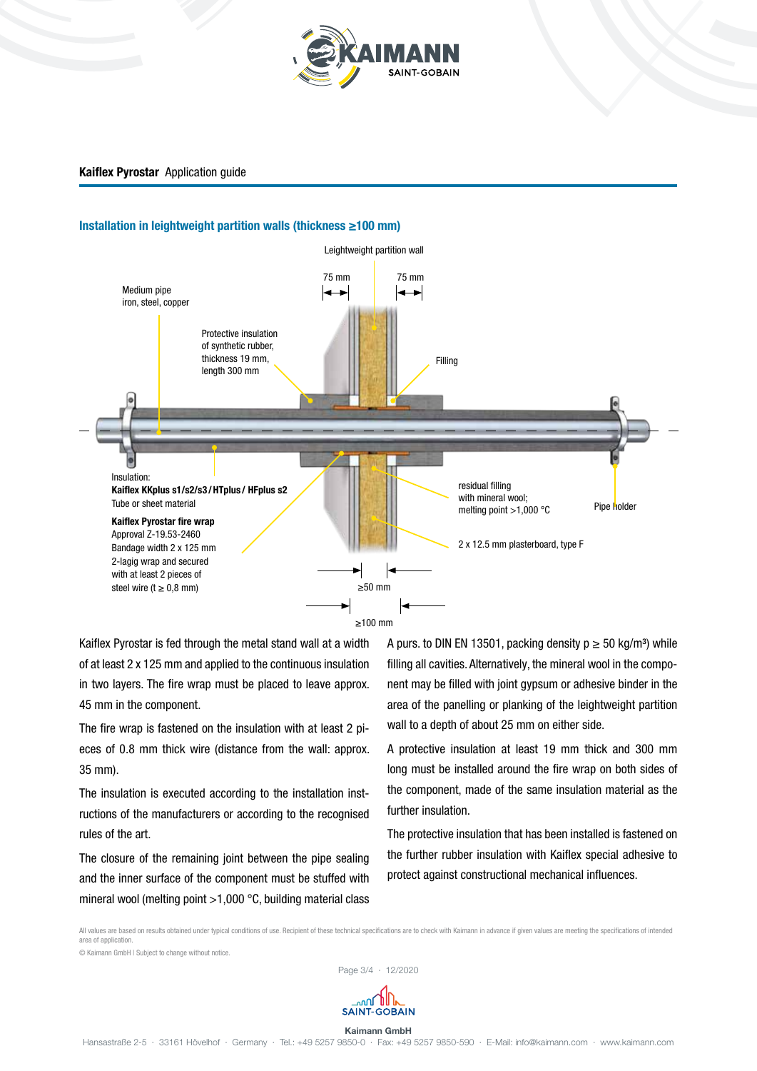**Kaiflex Pyrostar** Application guide

## Installation in leightweight partition walls (thickness ≥100 mm)

Leightweight partition wall

75 mm

75 mm

Medium pipe
iron, steel, copper

Protective insulation
of synthetic rubber,
thickness 19 mm,
length 300 mm

Filling

Insulation:
**Kaiflex KKplus s1/s2/s3/HTplus/HFplus s2**
Tube or sheet material

**Kaiflex Pyrostar fire wrap**
Approval Z-19.53-2460
Bandage width 2 x 125 mm
2-lagig wrap and secured
with at least 2 pieces of
steel wire (t ≥ 0,8 mm)

residual filling
with mineral wool;
melting point >1,000 °C

Pipe holder

2 x 12.5 mm plasterboard, type F

≥50 mm

≥100 mm

Kaiflex Pyrostar is fed through the metal stand wall at a width of at least 2 x 125 mm and applied to the continuous insulation in two layers. The fire wrap must be placed to leave approx. 45 mm in the component.

The fire wrap is fastened on the insulation with at least 2 pieces of 0.8 mm thick wire (distance from the wall: approx. 35 mm).

The insulation is executed according to the installation instructions of the manufacturers or according to the recognised rules of the art.

The closure of the remaining joint between the pipe sealing and the inner surface of the component must be stuffed with mineral wool (melting point >1,000 °C, building material class A purs. to DIN EN 13501, packing density p ≥ 50 kg/m³) while filling all cavities. Alternatively, the mineral wool in the component may be filled with joint gypsum or adhesive binder in the area of the panelling or planking of the leightweight partition wall to a depth of about 25 mm on either side.

A protective insulation at least 19 mm thick and 300 mm long must be installed around the fire wrap on both sides of the component, made of the same insulation material as the further insulation.

The protective insulation that has been installed is fastened on the further rubber insulation with Kaiflex special adhesive to protect against constructional mechanical influences.

All values are based on results obtained under typical conditions of use. Recipient of these technical specifications are to check with Kaimann in advance if given values are meeting the specifications of intended area of application.

© Kaimann GmbH | Subject to change without notice.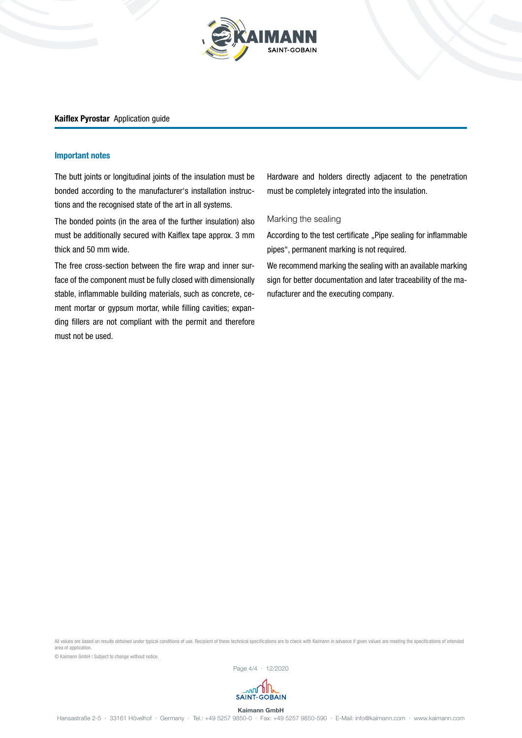## Important notes

The butt joints or longitudinal joints of the insulation must be bonded according to the manufacturer's installation instructions and the recognised state of the art in all systems.

The bonded points (in the area of the further insulation) also must be additionally secured with Kaiflex tape approx. 3 mm thick and 50 mm wide.

The free cross-section between the fire wrap and inner surface of the component must be fully closed with dimensionally stable, inflammable building materials, such as concrete, cement mortar or gypsum mortar, while filling cavities; expanding fillers are not compliant with the permit and therefore must not be used.

Hardware and holders directly adjacent to the penetration must be completely integrated into the insulation.

### Marking the sealing

According to the test certificate „Pipe sealing for inflammable pipes", permanent marking is not required.

We recommend marking the sealing with an available marking sign for better documentation and later traceability of the manufacturer and the executing company.

All values are based on results obtained under typical conditions of use. Recipient of these technical specifications are to check with Kaimann in advance if given values are meeting the specifications of intended area of application.

© Kaimann GmbH | Subject to change without notice.

12/2020

**Kaimann GmbH**

Hansastraße 2-5 · 33161 Hövelhof · Germany · Tel.: +49 5257 9850-0 · Fax: +49 5257 9850-590 · E-Mail: info@kaimann.com · www.kaimann.com